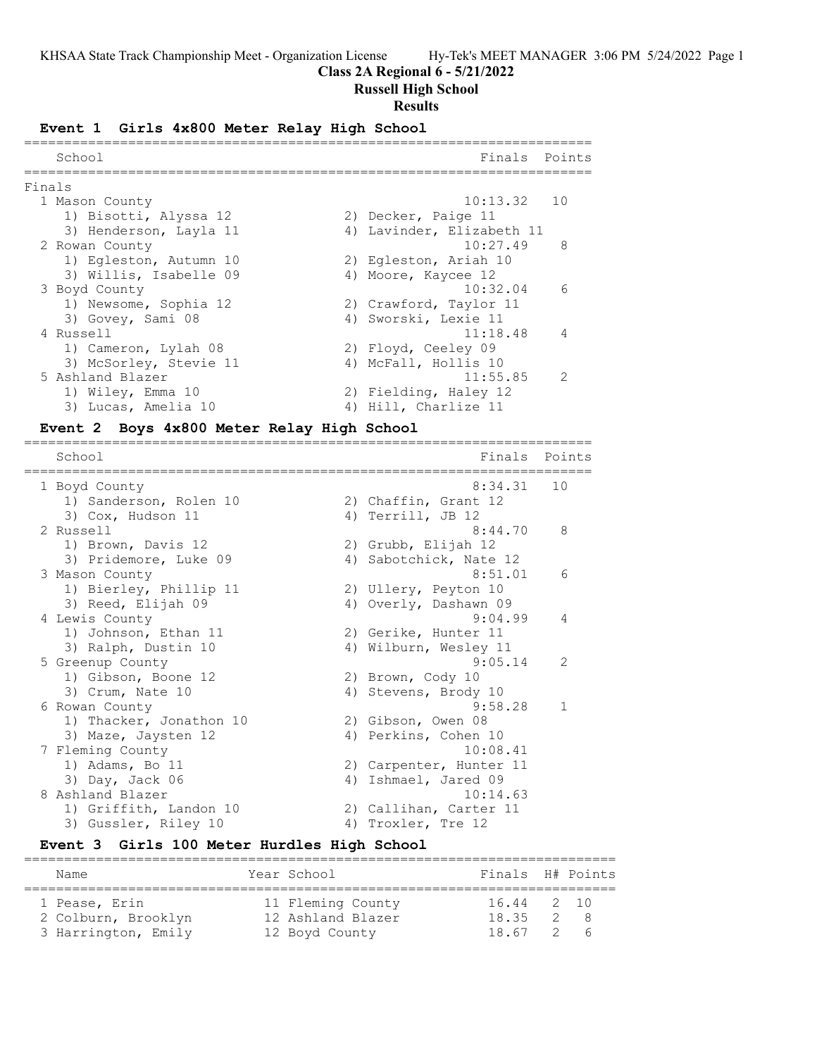**Class 2A Regional 6 - 5/21/2022**

**Russell High School**

**Results**

## Event 1 Girls 4x800 Meter Relay High School

Finals

| Place | School | Finals | Points |
|---|---|---|---|
| 1 | Mason County | 10:13.32 | 10 |
| | 1) Bisotti, Alyssa 12; 2) Decker, Paige 11; 3) Henderson, Layla 11; 4) Lavinder, Elizabeth 11 | | |
| 2 | Rowan County | 10:27.49 | 8 |
| | 1) Egleston, Autumn 10; 2) Egleston, Ariah 10; 3) Willis, Isabelle 09; 4) Moore, Kaycee 12 | | |
| 3 | Boyd County | 10:32.04 | 6 |
| | 1) Newsome, Sophia 12; 2) Crawford, Taylor 11; 3) Govey, Sami 08; 4) Sworski, Lexie 11 | | |
| 4 | Russell | 11:18.48 | 4 |
| | 1) Cameron, Lylah 08; 2) Floyd, Ceeley 09; 3) McSorley, Stevie 11; 4) McFall, Hollis 10 | | |
| 5 | Ashland Blazer | 11:55.85 | 2 |
| | 1) Wiley, Emma 10; 2) Fielding, Haley 12; 3) Lucas, Amelia 10; 4) Hill, Charlize 11 | | |

## Event 2 Boys 4x800 Meter Relay High School

| Place | School | Finals | Points |
|---|---|---|---|
| 1 | Boyd County | 8:34.31 | 10 |
| | 1) Sanderson, Rolen 10; 2) Chaffin, Grant 12; 3) Cox, Hudson 11; 4) Terrill, JB 12 | | |
| 2 | Russell | 8:44.70 | 8 |
| | 1) Brown, Davis 12; 2) Grubb, Elijah 12; 3) Pridemore, Luke 09; 4) Sabotchick, Nate 12 | | |
| 3 | Mason County | 8:51.01 | 6 |
| | 1) Bierley, Phillip 11; 2) Ullery, Peyton 10; 3) Reed, Elijah 09; 4) Overly, Dashawn 09 | | |
| 4 | Lewis County | 9:04.99 | 4 |
| | 1) Johnson, Ethan 11; 2) Gerike, Hunter 11; 3) Ralph, Dustin 10; 4) Wilburn, Wesley 11 | | |
| 5 | Greenup County | 9:05.14 | 2 |
| | 1) Gibson, Boone 12; 2) Brown, Cody 10; 3) Crum, Nate 10; 4) Stevens, Brody 10 | | |
| 6 | Rowan County | 9:58.28 | 1 |
| | 1) Thacker, Jonathon 10; 2) Gibson, Owen 08; 3) Maze, Jaysten 12; 4) Perkins, Cohen 10 | | |
| 7 | Fleming County | 10:08.41 | |
| | 1) Adams, Bo 11; 2) Carpenter, Hunter 11; 3) Day, Jack 06; 4) Ishmael, Jared 09 | | |
| 8 | Ashland Blazer | 10:14.63 | |
| | 1) Griffith, Landon 10; 2) Callihan, Carter 11; 3) Gussler, Riley 10; 4) Troxler, Tre 12 | | |

## Event 3 Girls 100 Meter Hurdles High School

| Place | Name | Year | School | Finals | H# | Points |
|---|---|---|---|---|---|---|
| 1 | Pease, Erin | 11 | Fleming County | 16.44 | 2 | 10 |
| 2 | Colburn, Brooklyn | 12 | Ashland Blazer | 18.35 | 2 | 8 |
| 3 | Harrington, Emily | 12 | Boyd County | 18.67 | 2 | 6 |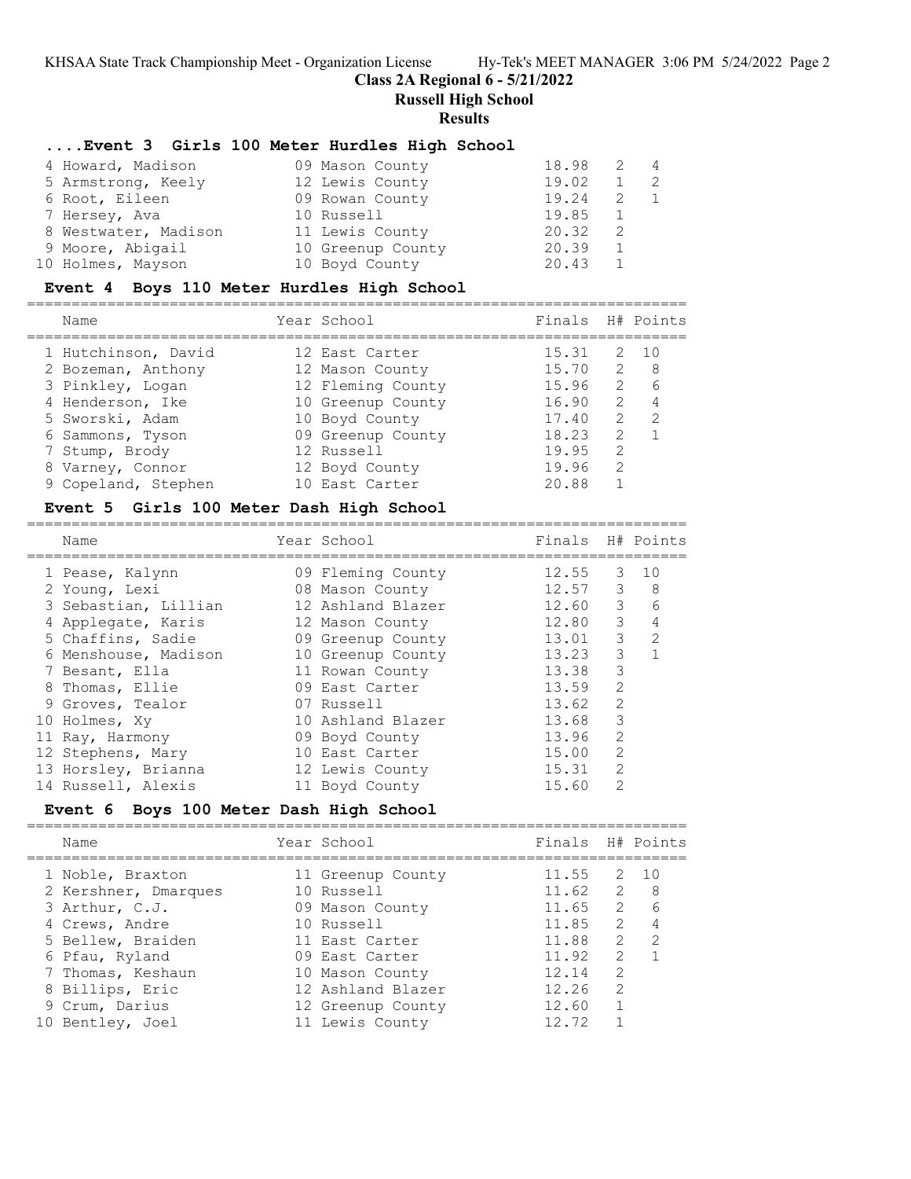Class 2A Regional 6 - 5/21/2022

Russell High School

Results

### ....Event 3 Girls 100 Meter Hurdles High School

| Name | Year | School | Finals | H# | Points |
|---|---|---|---|---|---|
| 4 Howard, Madison | 09 | Mason County | 18.98 | 2 | 4 |
| 5 Armstrong, Keely | 12 | Lewis County | 19.02 | 1 | 2 |
| 6 Root, Eileen | 09 | Rowan County | 19.24 | 2 | 1 |
| 7 Hersey, Ava | 10 | Russell | 19.85 | 1 | |
| 8 Westwater, Madison | 11 | Lewis County | 20.32 | 2 | |
| 9 Moore, Abigail | 10 | Greenup County | 20.39 | 1 | |
| 10 Holmes, Mayson | 10 | Boyd County | 20.43 | 1 | |

### Event 4 Boys 110 Meter Hurdles High School

| Name | Year | School | Finals | H# | Points |
|---|---|---|---|---|---|
| 1 Hutchinson, David | 12 | East Carter | 15.31 | 2 | 10 |
| 2 Bozeman, Anthony | 12 | Mason County | 15.70 | 2 | 8 |
| 3 Pinkley, Logan | 12 | Fleming County | 15.96 | 2 | 6 |
| 4 Henderson, Ike | 10 | Greenup County | 16.90 | 2 | 4 |
| 5 Sworski, Adam | 10 | Boyd County | 17.40 | 2 | 2 |
| 6 Sammons, Tyson | 09 | Greenup County | 18.23 | 2 | 1 |
| 7 Stump, Brody | 12 | Russell | 19.95 | 2 | |
| 8 Varney, Connor | 12 | Boyd County | 19.96 | 2 | |
| 9 Copeland, Stephen | 10 | East Carter | 20.88 | 1 | |

### Event 5 Girls 100 Meter Dash High School

| Name | Year | School | Finals | H# | Points |
|---|---|---|---|---|---|
| 1 Pease, Kalynn | 09 | Fleming County | 12.55 | 3 | 10 |
| 2 Young, Lexi | 08 | Mason County | 12.57 | 3 | 8 |
| 3 Sebastian, Lillian | 12 | Ashland Blazer | 12.60 | 3 | 6 |
| 4 Applegate, Karis | 12 | Mason County | 12.80 | 3 | 4 |
| 5 Chaffins, Sadie | 09 | Greenup County | 13.01 | 3 | 2 |
| 6 Menshouse, Madison | 10 | Greenup County | 13.23 | 3 | 1 |
| 7 Besant, Ella | 11 | Rowan County | 13.38 | 3 | |
| 8 Thomas, Ellie | 09 | East Carter | 13.59 | 2 | |
| 9 Groves, Tealor | 07 | Russell | 13.62 | 2 | |
| 10 Holmes, Xy | 10 | Ashland Blazer | 13.68 | 3 | |
| 11 Ray, Harmony | 09 | Boyd County | 13.96 | 2 | |
| 12 Stephens, Mary | 10 | East Carter | 15.00 | 2 | |
| 13 Horsley, Brianna | 12 | Lewis County | 15.31 | 2 | |
| 14 Russell, Alexis | 11 | Boyd County | 15.60 | 2 | |

### Event 6 Boys 100 Meter Dash High School

| Name | Year | School | Finals | H# | Points |
|---|---|---|---|---|---|
| 1 Noble, Braxton | 11 | Greenup County | 11.55 | 2 | 10 |
| 2 Kershner, Dmarques | 10 | Russell | 11.62 | 2 | 8 |
| 3 Arthur, C.J. | 09 | Mason County | 11.65 | 2 | 6 |
| 4 Crews, Andre | 10 | Russell | 11.85 | 2 | 4 |
| 5 Bellew, Braiden | 11 | East Carter | 11.88 | 2 | 2 |
| 6 Pfau, Ryland | 09 | East Carter | 11.92 | 2 | 1 |
| 7 Thomas, Keshaun | 10 | Mason County | 12.14 | 2 | |
| 8 Billips, Eric | 12 | Ashland Blazer | 12.26 | 2 | |
| 9 Crum, Darius | 12 | Greenup County | 12.60 | 1 | |
| 10 Bentley, Joel | 11 | Lewis County | 12.72 | 1 | |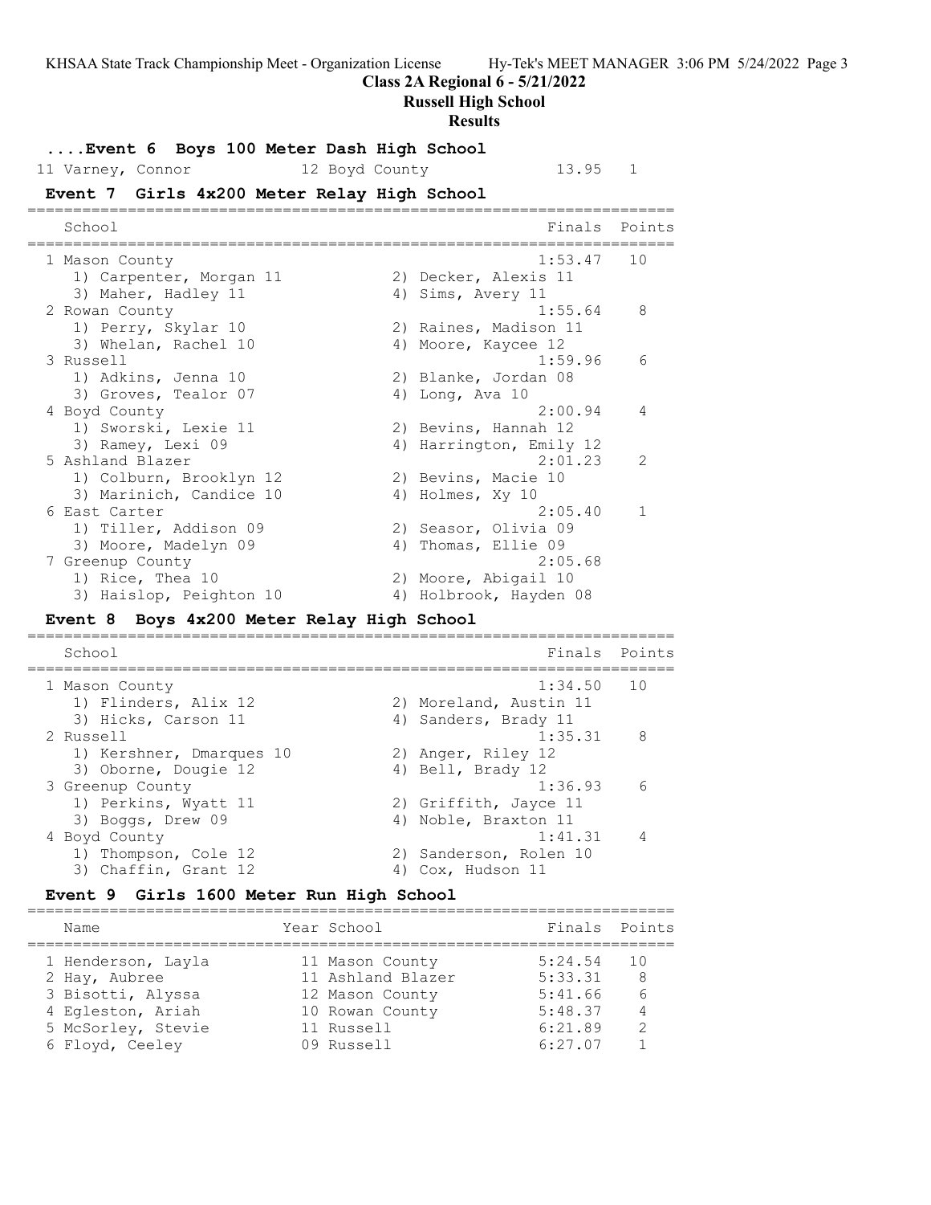**Class 2A Regional 6 - 5/21/2022**

**Russell High School**

**Results**

### ....Event 6 Boys 100 Meter Dash High School

| Place | Name | Year | School | Finals | Points |
|---|---|---|---|---|---|
| 11 | Varney, Connor | 12 | Boyd County | 13.95 | 1 |

### Event 7 Girls 4x200 Meter Relay High School

| Place | School | Finals | Points |
|---|---|---|---|
| 1 | Mason County | 1:53.47 | 10 |
| | 1) Carpenter, Morgan 11; 2) Decker, Alexis 11; 3) Maher, Hadley 11; 4) Sims, Avery 11 | | |
| 2 | Rowan County | 1:55.64 | 8 |
| | 1) Perry, Skylar 10; 2) Raines, Madison 11; 3) Whelan, Rachel 10; 4) Moore, Kaycee 12 | | |
| 3 | Russell | 1:59.96 | 6 |
| | 1) Adkins, Jenna 10; 2) Blanke, Jordan 08; 3) Groves, Tealor 07; 4) Long, Ava 10 | | |
| 4 | Boyd County | 2:00.94 | 4 |
| | 1) Sworski, Lexie 11; 2) Bevins, Hannah 12; 3) Ramey, Lexi 09; 4) Harrington, Emily 12 | | |
| 5 | Ashland Blazer | 2:01.23 | 2 |
| | 1) Colburn, Brooklyn 12; 2) Bevins, Macie 10; 3) Marinich, Candice 10; 4) Holmes, Xy 10 | | |
| 6 | East Carter | 2:05.40 | 1 |
| | 1) Tiller, Addison 09; 2) Seasor, Olivia 09; 3) Moore, Madelyn 09; 4) Thomas, Ellie 09 | | |
| 7 | Greenup County | 2:05.68 | |
| | 1) Rice, Thea 10; 2) Moore, Abigail 10; 3) Haislop, Peighton 10; 4) Holbrook, Hayden 08 | | |

### Event 8 Boys 4x200 Meter Relay High School

| Place | School | Finals | Points |
|---|---|---|---|
| 1 | Mason County | 1:34.50 | 10 |
| | 1) Flinders, Alix 12; 2) Moreland, Austin 11; 3) Hicks, Carson 11; 4) Sanders, Brady 11 | | |
| 2 | Russell | 1:35.31 | 8 |
| | 1) Kershner, Dmarques 10; 2) Anger, Riley 12; 3) Oborne, Dougie 12; 4) Bell, Brady 12 | | |
| 3 | Greenup County | 1:36.93 | 6 |
| | 1) Perkins, Wyatt 11; 2) Griffith, Jayce 11; 3) Boggs, Drew 09; 4) Noble, Braxton 11 | | |
| 4 | Boyd County | 1:41.31 | 4 |
| | 1) Thompson, Cole 12; 2) Sanderson, Rolen 10; 3) Chaffin, Grant 12; 4) Cox, Hudson 11 | | |

### Event 9 Girls 1600 Meter Run High School

| Place | Name | Year | School | Finals | Points |
|---|---|---|---|---|---|
| 1 | Henderson, Layla | 11 | Mason County | 5:24.54 | 10 |
| 2 | Hay, Aubree | 11 | Ashland Blazer | 5:33.31 | 8 |
| 3 | Bisotti, Alyssa | 12 | Mason County | 5:41.66 | 6 |
| 4 | Egleston, Ariah | 10 | Rowan County | 5:48.37 | 4 |
| 5 | McSorley, Stevie | 11 | Russell | 6:21.89 | 2 |
| 6 | Floyd, Ceeley | 09 | Russell | 6:27.07 | 1 |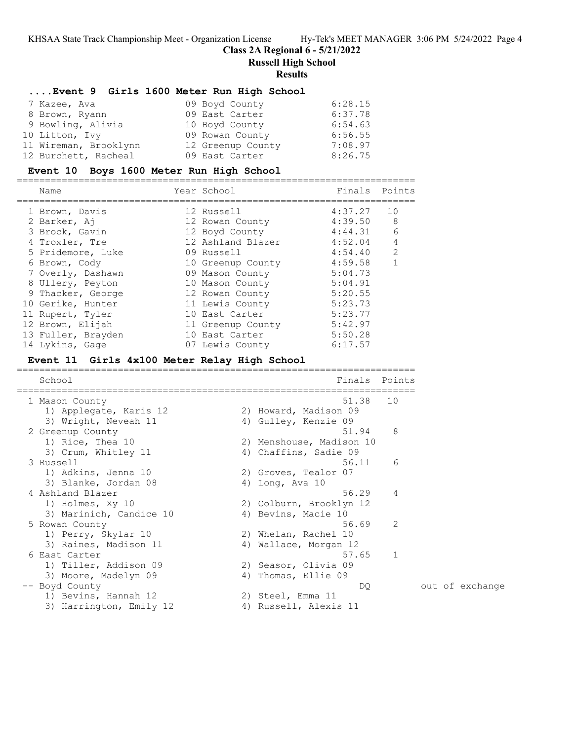## Class 2A Regional 6 - 5/21/2022

## Russell High School

## Results

### ....Event 9 Girls 1600 Meter Run High School

| Place | Name | Year | School | Finals |
|---|---|---|---|---|
| 7 | Kazee, Ava | 09 | Boyd County | 6:28.15 |
| 8 | Brown, Ryann | 09 | East Carter | 6:37.78 |
| 9 | Bowling, Alivia | 10 | Boyd County | 6:54.63 |
| 10 | Litton, Ivy | 09 | Rowan County | 6:56.55 |
| 11 | Wireman, Brooklynn | 12 | Greenup County | 7:08.97 |
| 12 | Burchett, Racheal | 09 | East Carter | 8:26.75 |

### Event 10 Boys 1600 Meter Run High School

| Place | Name | Year | School | Finals | Points |
|---|---|---|---|---|---|
| 1 | Brown, Davis | 12 | Russell | 4:37.27 | 10 |
| 2 | Barker, Aj | 12 | Rowan County | 4:39.50 | 8 |
| 3 | Brock, Gavin | 12 | Boyd County | 4:44.31 | 6 |
| 4 | Troxler, Tre | 12 | Ashland Blazer | 4:52.04 | 4 |
| 5 | Pridemore, Luke | 09 | Russell | 4:54.40 | 2 |
| 6 | Brown, Cody | 10 | Greenup County | 4:59.58 | 1 |
| 7 | Overly, Dashawn | 09 | Mason County | 5:04.73 | |
| 8 | Ullery, Peyton | 10 | Mason County | 5:04.91 | |
| 9 | Thacker, George | 12 | Rowan County | 5:20.55 | |
| 10 | Gerike, Hunter | 11 | Lewis County | 5:23.73 | |
| 11 | Rupert, Tyler | 10 | East Carter | 5:23.77 | |
| 12 | Brown, Elijah | 11 | Greenup County | 5:42.97 | |
| 13 | Fuller, Brayden | 10 | East Carter | 5:50.28 | |
| 14 | Lykins, Gage | 07 | Lewis County | 6:17.57 | |

### Event 11 Girls 4x100 Meter Relay High School

| Place | School | Finals | Points | |
|---|---|---|---|---|
| 1 | Mason County | 51.38 | 10 | |
| | 1) Applegate, Karis 12; 2) Howard, Madison 09; 3) Wright, Neveah 11; 4) Gulley, Kenzie 09 | | | |
| 2 | Greenup County | 51.94 | 8 | |
| | 1) Rice, Thea 10; 2) Menshouse, Madison 10; 3) Crum, Whitley 11; 4) Chaffins, Sadie 09 | | | |
| 3 | Russell | 56.11 | 6 | |
| | 1) Adkins, Jenna 10; 2) Groves, Tealor 07; 3) Blanke, Jordan 08; 4) Long, Ava 10 | | | |
| 4 | Ashland Blazer | 56.29 | 4 | |
| | 1) Holmes, Xy 10; 2) Colburn, Brooklyn 12; 3) Marinich, Candice 10; 4) Bevins, Macie 10 | | | |
| 5 | Rowan County | 56.69 | 2 | |
| | 1) Perry, Skylar 10; 2) Whelan, Rachel 10; 3) Raines, Madison 11; 4) Wallace, Morgan 12 | | | |
| 6 | East Carter | 57.65 | 1 | |
| | 1) Tiller, Addison 09; 2) Seasor, Olivia 09; 3) Moore, Madelyn 09; 4) Thomas, Ellie 09 | | | |
| -- | Boyd County | DQ | | out of exchange |
| | 1) Bevins, Hannah 12; 2) Steel, Emma 11; 3) Harrington, Emily 12; 4) Russell, Alexis 11 | | | |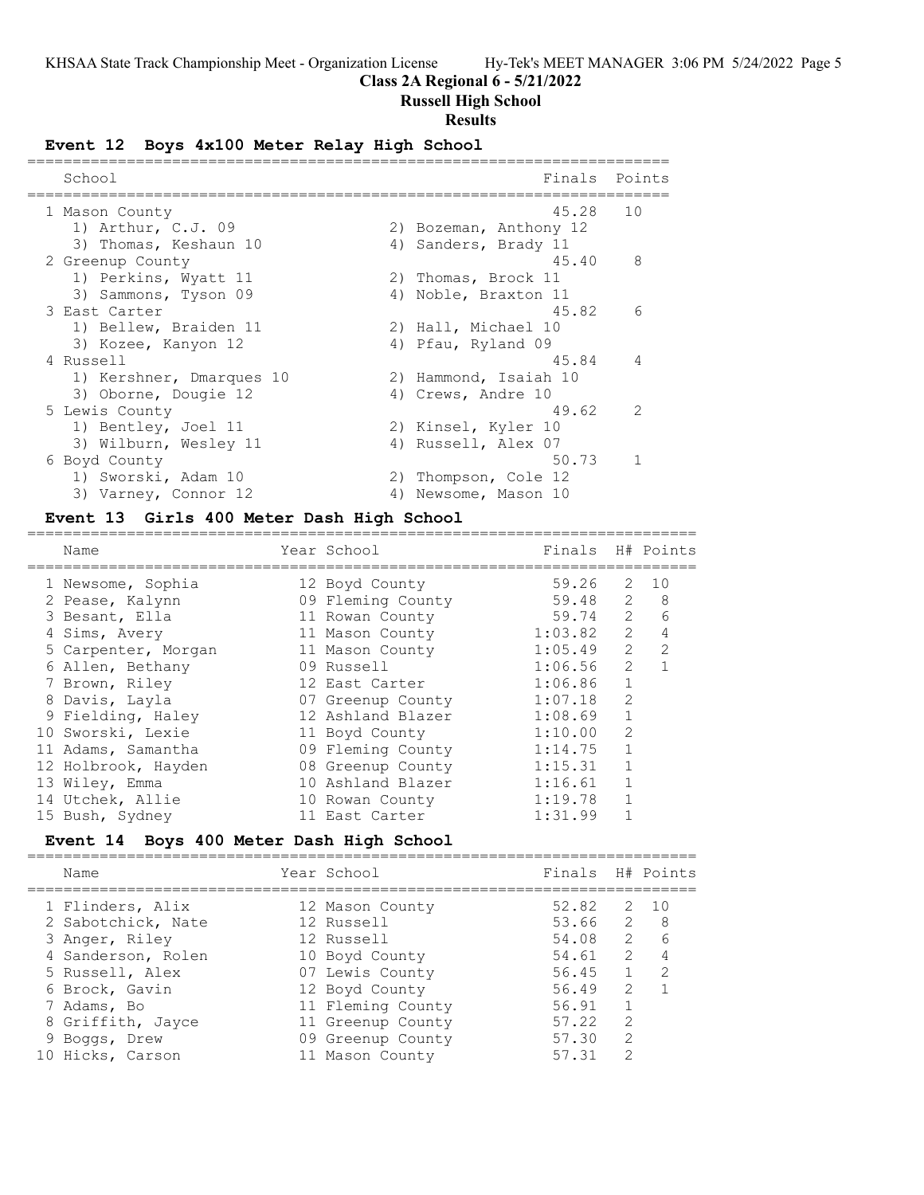Class 2A Regional 6 - 5/21/2022

Russell High School

**Results**

### Event 12 Boys 4x100 Meter Relay High School

| School | Finals | Points |
|---|---|---|
| 1 Mason County | 45.28 | 10 |
| 1) Arthur, C.J. 09 / 2) Bozeman, Anthony 12 / 3) Thomas, Keshaun 10 / 4) Sanders, Brady 11 | | |
| 2 Greenup County | 45.40 | 8 |
| 1) Perkins, Wyatt 11 / 2) Thomas, Brock 11 / 3) Sammons, Tyson 09 / 4) Noble, Braxton 11 | | |
| 3 East Carter | 45.82 | 6 |
| 1) Bellew, Braiden 11 / 2) Hall, Michael 10 / 3) Kozee, Kanyon 12 / 4) Pfau, Ryland 09 | | |
| 4 Russell | 45.84 | 4 |
| 1) Kershner, Dmarques 10 / 2) Hammond, Isaiah 10 / 3) Oborne, Dougie 12 / 4) Crews, Andre 10 | | |
| 5 Lewis County | 49.62 | 2 |
| 1) Bentley, Joel 11 / 2) Kinsel, Kyler 10 / 3) Wilburn, Wesley 11 / 4) Russell, Alex 07 | | |
| 6 Boyd County | 50.73 | 1 |
| 1) Sworski, Adam 10 / 2) Thompson, Cole 12 / 3) Varney, Connor 12 / 4) Newsome, Mason 10 | | |

### Event 13 Girls 400 Meter Dash High School

| Name | Year | School | Finals | H# | Points |
|---|---|---|---|---|---|
| 1 Newsome, Sophia | 12 | Boyd County | 59.26 | 2 | 10 |
| 2 Pease, Kalynn | 09 | Fleming County | 59.48 | 2 | 8 |
| 3 Besant, Ella | 11 | Rowan County | 59.74 | 2 | 6 |
| 4 Sims, Avery | 11 | Mason County | 1:03.82 | 2 | 4 |
| 5 Carpenter, Morgan | 11 | Mason County | 1:05.49 | 2 | 2 |
| 6 Allen, Bethany | 09 | Russell | 1:06.56 | 2 | 1 |
| 7 Brown, Riley | 12 | East Carter | 1:06.86 | 1 | |
| 8 Davis, Layla | 07 | Greenup County | 1:07.18 | 2 | |
| 9 Fielding, Haley | 12 | Ashland Blazer | 1:08.69 | 1 | |
| 10 Sworski, Lexie | 11 | Boyd County | 1:10.00 | 2 | |
| 11 Adams, Samantha | 09 | Fleming County | 1:14.75 | 1 | |
| 12 Holbrook, Hayden | 08 | Greenup County | 1:15.31 | 1 | |
| 13 Wiley, Emma | 10 | Ashland Blazer | 1:16.61 | 1 | |
| 14 Utchek, Allie | 10 | Rowan County | 1:19.78 | 1 | |
| 15 Bush, Sydney | 11 | East Carter | 1:31.99 | 1 | |

### Event 14 Boys 400 Meter Dash High School

| Name | Year | School | Finals | H# | Points |
|---|---|---|---|---|---|
| 1 Flinders, Alix | 12 | Mason County | 52.82 | 2 | 10 |
| 2 Sabotchick, Nate | 12 | Russell | 53.66 | 2 | 8 |
| 3 Anger, Riley | 12 | Russell | 54.08 | 2 | 6 |
| 4 Sanderson, Rolen | 10 | Boyd County | 54.61 | 2 | 4 |
| 5 Russell, Alex | 07 | Lewis County | 56.45 | 1 | 2 |
| 6 Brock, Gavin | 12 | Boyd County | 56.49 | 2 | 1 |
| 7 Adams, Bo | 11 | Fleming County | 56.91 | 1 | |
| 8 Griffith, Jayce | 11 | Greenup County | 57.22 | 2 | |
| 9 Boggs, Drew | 09 | Greenup County | 57.30 | 2 | |
| 10 Hicks, Carson | 11 | Mason County | 57.31 | 2 | |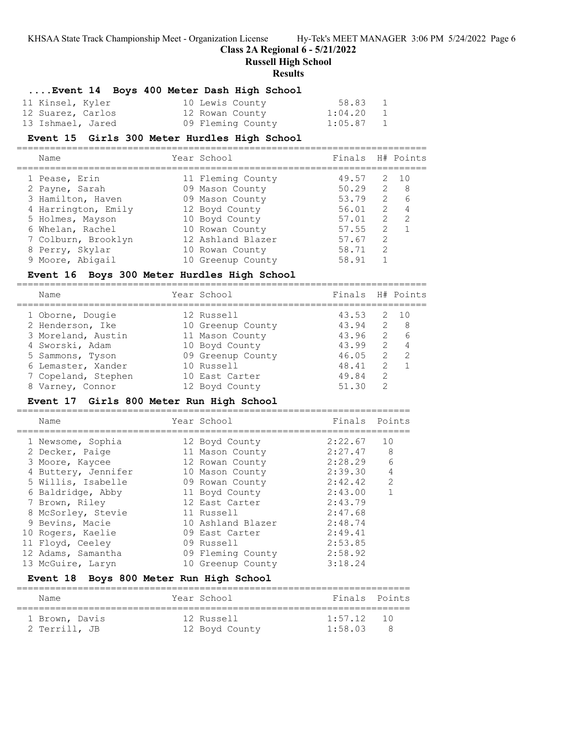## Class 2A Regional 6 - 5/21/2022

## Russell High School

## Results

### ....Event 14 Boys 400 Meter Dash High School

| Name | Year | School | Finals | H# | Points |
|---|---|---|---|---|---|
| 11 Kinsel, Kyler | 10 | Lewis County | 58.83 | 1 | |
| 12 Suarez, Carlos | 12 | Rowan County | 1:04.20 | 1 | |
| 13 Ishmael, Jared | 09 | Fleming County | 1:05.87 | 1 | |

### Event 15 Girls 300 Meter Hurdles High School

| Name | Year | School | Finals | H# | Points |
|---|---|---|---|---|---|
| 1 Pease, Erin | 11 | Fleming County | 49.57 | 2 | 10 |
| 2 Payne, Sarah | 09 | Mason County | 50.29 | 2 | 8 |
| 3 Hamilton, Haven | 09 | Mason County | 53.79 | 2 | 6 |
| 4 Harrington, Emily | 12 | Boyd County | 56.01 | 2 | 4 |
| 5 Holmes, Mayson | 10 | Boyd County | 57.01 | 2 | 2 |
| 6 Whelan, Rachel | 10 | Rowan County | 57.55 | 2 | 1 |
| 7 Colburn, Brooklyn | 12 | Ashland Blazer | 57.67 | 2 | |
| 8 Perry, Skylar | 10 | Rowan County | 58.71 | 2 | |
| 9 Moore, Abigail | 10 | Greenup County | 58.91 | 1 | |

### Event 16 Boys 300 Meter Hurdles High School

| Name | Year | School | Finals | H# | Points |
|---|---|---|---|---|---|
| 1 Oborne, Dougie | 12 | Russell | 43.53 | 2 | 10 |
| 2 Henderson, Ike | 10 | Greenup County | 43.94 | 2 | 8 |
| 3 Moreland, Austin | 11 | Mason County | 43.96 | 2 | 6 |
| 4 Sworski, Adam | 10 | Boyd County | 43.99 | 2 | 4 |
| 5 Sammons, Tyson | 09 | Greenup County | 46.05 | 2 | 2 |
| 6 Lemaster, Xander | 10 | Russell | 48.41 | 2 | 1 |
| 7 Copeland, Stephen | 10 | East Carter | 49.84 | 2 | |
| 8 Varney, Connor | 12 | Boyd County | 51.30 | 2 | |

### Event 17 Girls 800 Meter Run High School

| Name | Year | School | Finals | Points |
|---|---|---|---|---|
| 1 Newsome, Sophia | 12 | Boyd County | 2:22.67 | 10 |
| 2 Decker, Paige | 11 | Mason County | 2:27.47 | 8 |
| 3 Moore, Kaycee | 12 | Rowan County | 2:28.29 | 6 |
| 4 Buttery, Jennifer | 10 | Mason County | 2:39.30 | 4 |
| 5 Willis, Isabelle | 09 | Rowan County | 2:42.42 | 2 |
| 6 Baldridge, Abby | 11 | Boyd County | 2:43.00 | 1 |
| 7 Brown, Riley | 12 | East Carter | 2:43.79 | |
| 8 McSorley, Stevie | 11 | Russell | 2:47.68 | |
| 9 Bevins, Macie | 10 | Ashland Blazer | 2:48.74 | |
| 10 Rogers, Kaelie | 09 | East Carter | 2:49.41 | |
| 11 Floyd, Ceeley | 09 | Russell | 2:53.85 | |
| 12 Adams, Samantha | 09 | Fleming County | 2:58.92 | |
| 13 McGuire, Laryn | 10 | Greenup County | 3:18.24 | |

### Event 18 Boys 800 Meter Run High School

| Name | Year | School | Finals | Points |
|---|---|---|---|---|
| 1 Brown, Davis | 12 | Russell | 1:57.12 | 10 |
| 2 Terrill, JB | 12 | Boyd County | 1:58.03 | 8 |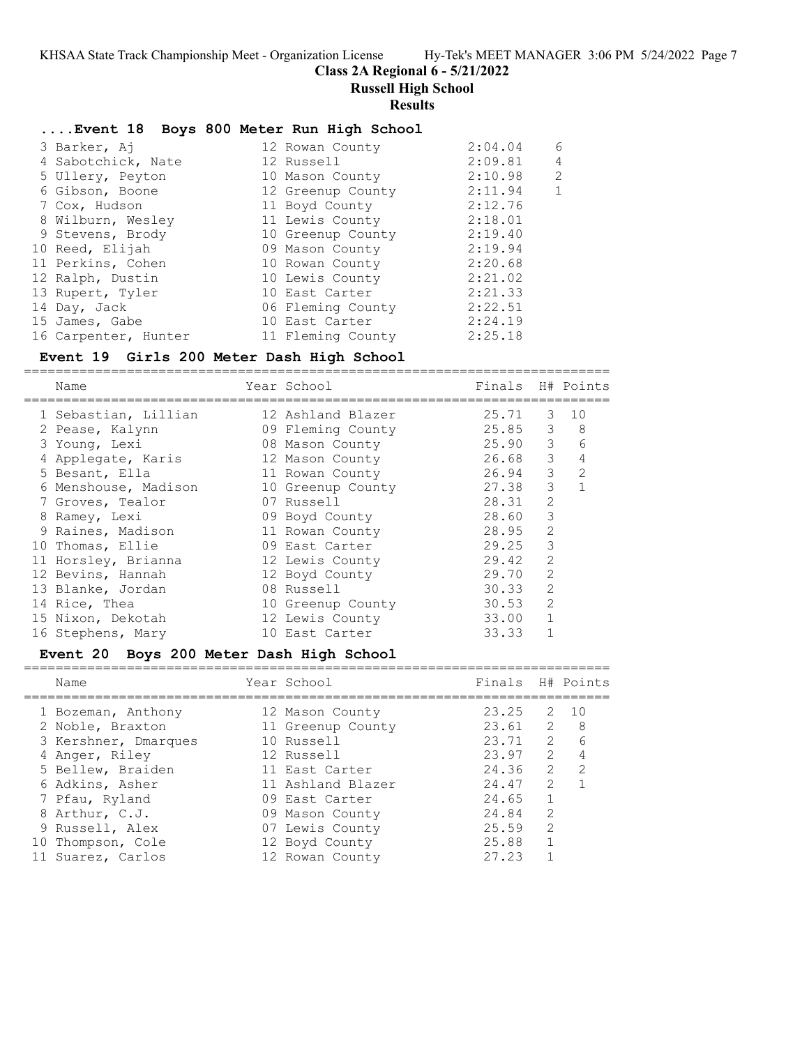### ....Event 18 Boys 800 Meter Run High School

| Place | Name | Year | School | Finals | Points |
|---|---|---|---|---|---|
| 3 | Barker, Aj | 12 | Rowan County | 2:04.04 | 6 |
| 4 | Sabotchick, Nate | 12 | Russell | 2:09.81 | 4 |
| 5 | Ullery, Peyton | 10 | Mason County | 2:10.98 | 2 |
| 6 | Gibson, Boone | 12 | Greenup County | 2:11.94 | 1 |
| 7 | Cox, Hudson | 11 | Boyd County | 2:12.76 | |
| 8 | Wilburn, Wesley | 11 | Lewis County | 2:18.01 | |
| 9 | Stevens, Brody | 10 | Greenup County | 2:19.40 | |
| 10 | Reed, Elijah | 09 | Mason County | 2:19.94 | |
| 11 | Perkins, Cohen | 10 | Rowan County | 2:20.68 | |
| 12 | Ralph, Dustin | 10 | Lewis County | 2:21.02 | |
| 13 | Rupert, Tyler | 10 | East Carter | 2:21.33 | |
| 14 | Day, Jack | 06 | Fleming County | 2:22.51 | |
| 15 | James, Gabe | 10 | East Carter | 2:24.19 | |
| 16 | Carpenter, Hunter | 11 | Fleming County | 2:25.18 | |

### Event 19 Girls 200 Meter Dash High School

| Place | Name | Year | School | Finals | H# | Points |
|---|---|---|---|---|---|---|
| 1 | Sebastian, Lillian | 12 | Ashland Blazer | 25.71 | 3 | 10 |
| 2 | Pease, Kalynn | 09 | Fleming County | 25.85 | 3 | 8 |
| 3 | Young, Lexi | 08 | Mason County | 25.90 | 3 | 6 |
| 4 | Applegate, Karis | 12 | Mason County | 26.68 | 3 | 4 |
| 5 | Besant, Ella | 11 | Rowan County | 26.94 | 3 | 2 |
| 6 | Menshouse, Madison | 10 | Greenup County | 27.38 | 3 | 1 |
| 7 | Groves, Tealor | 07 | Russell | 28.31 | 2 | |
| 8 | Ramey, Lexi | 09 | Boyd County | 28.60 | 3 | |
| 9 | Raines, Madison | 11 | Rowan County | 28.95 | 2 | |
| 10 | Thomas, Ellie | 09 | East Carter | 29.25 | 3 | |
| 11 | Horsley, Brianna | 12 | Lewis County | 29.42 | 2 | |
| 12 | Bevins, Hannah | 12 | Boyd County | 29.70 | 2 | |
| 13 | Blanke, Jordan | 08 | Russell | 30.33 | 2 | |
| 14 | Rice, Thea | 10 | Greenup County | 30.53 | 2 | |
| 15 | Nixon, Dekotah | 12 | Lewis County | 33.00 | 1 | |
| 16 | Stephens, Mary | 10 | East Carter | 33.33 | 1 | |

### Event 20 Boys 200 Meter Dash High School

| Place | Name | Year | School | Finals | H# | Points |
|---|---|---|---|---|---|---|
| 1 | Bozeman, Anthony | 12 | Mason County | 23.25 | 2 | 10 |
| 2 | Noble, Braxton | 11 | Greenup County | 23.61 | 2 | 8 |
| 3 | Kershner, Dmarques | 10 | Russell | 23.71 | 2 | 6 |
| 4 | Anger, Riley | 12 | Russell | 23.97 | 2 | 4 |
| 5 | Bellew, Braiden | 11 | East Carter | 24.36 | 2 | 2 |
| 6 | Adkins, Asher | 11 | Ashland Blazer | 24.47 | 2 | 1 |
| 7 | Pfau, Ryland | 09 | East Carter | 24.65 | 1 | |
| 8 | Arthur, C.J. | 09 | Mason County | 24.84 | 2 | |
| 9 | Russell, Alex | 07 | Lewis County | 25.59 | 2 | |
| 10 | Thompson, Cole | 12 | Boyd County | 25.88 | 1 | |
| 11 | Suarez, Carlos | 12 | Rowan County | 27.23 | 1 | |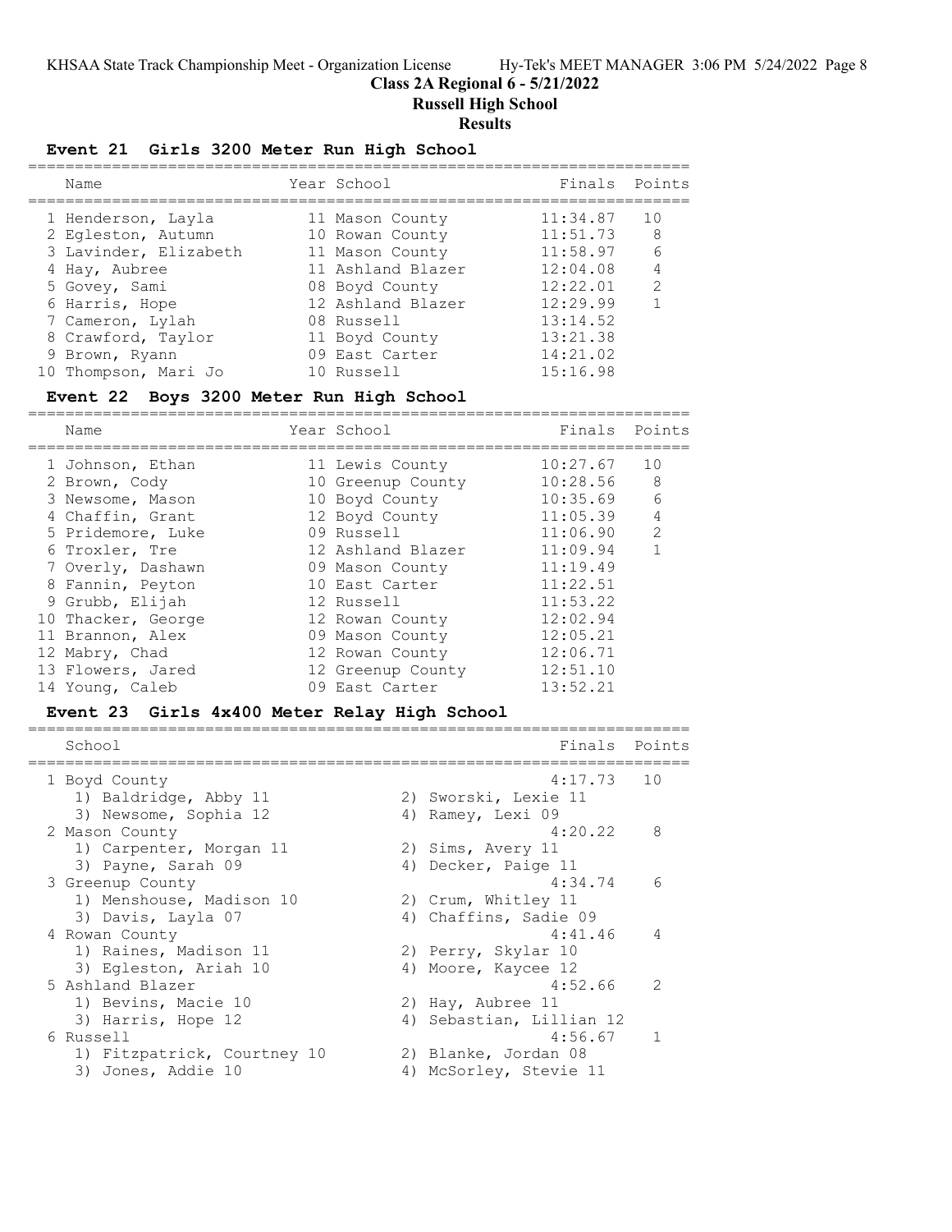## Class 2A Regional 6 - 5/21/2022

## Russell High School

## Results

### Event 21 Girls 3200 Meter Run High School

| | Name | Year | School | Finals | Points |
|---|---|---|---|---|---|
| 1 | Henderson, Layla | 11 | Mason County | 11:34.87 | 10 |
| 2 | Egleston, Autumn | 10 | Rowan County | 11:51.73 | 8 |
| 3 | Lavinder, Elizabeth | 11 | Mason County | 11:58.97 | 6 |
| 4 | Hay, Aubree | 11 | Ashland Blazer | 12:04.08 | 4 |
| 5 | Govey, Sami | 08 | Boyd County | 12:22.01 | 2 |
| 6 | Harris, Hope | 12 | Ashland Blazer | 12:29.99 | 1 |
| 7 | Cameron, Lylah | 08 | Russell | 13:14.52 | |
| 8 | Crawford, Taylor | 11 | Boyd County | 13:21.38 | |
| 9 | Brown, Ryann | 09 | East Carter | 14:21.02 | |
| 10 | Thompson, Mari Jo | 10 | Russell | 15:16.98 | |

### Event 22 Boys 3200 Meter Run High School

| | Name | Year | School | Finals | Points |
|---|---|---|---|---|---|
| 1 | Johnson, Ethan | 11 | Lewis County | 10:27.67 | 10 |
| 2 | Brown, Cody | 10 | Greenup County | 10:28.56 | 8 |
| 3 | Newsome, Mason | 10 | Boyd County | 10:35.69 | 6 |
| 4 | Chaffin, Grant | 12 | Boyd County | 11:05.39 | 4 |
| 5 | Pridemore, Luke | 09 | Russell | 11:06.90 | 2 |
| 6 | Troxler, Tre | 12 | Ashland Blazer | 11:09.94 | 1 |
| 7 | Overly, Dashawn | 09 | Mason County | 11:19.49 | |
| 8 | Fannin, Peyton | 10 | East Carter | 11:22.51 | |
| 9 | Grubb, Elijah | 12 | Russell | 11:53.22 | |
| 10 | Thacker, George | 12 | Rowan County | 12:02.94 | |
| 11 | Brannon, Alex | 09 | Mason County | 12:05.21 | |
| 12 | Mabry, Chad | 12 | Rowan County | 12:06.71 | |
| 13 | Flowers, Jared | 12 | Greenup County | 12:51.10 | |
| 14 | Young, Caleb | 09 | East Carter | 13:52.21 | |

### Event 23 Girls 4x400 Meter Relay High School

| | School | Finals | Points |
|---|---|---|---|
| 1 | Boyd County | 4:17.73 | 10 |
| | 1) Baldridge, Abby 11; 2) Sworski, Lexie 11; 3) Newsome, Sophia 12; 4) Ramey, Lexi 09 | | |
| 2 | Mason County | 4:20.22 | 8 |
| | 1) Carpenter, Morgan 11; 2) Sims, Avery 11; 3) Payne, Sarah 09; 4) Decker, Paige 11 | | |
| 3 | Greenup County | 4:34.74 | 6 |
| | 1) Menshouse, Madison 10; 2) Crum, Whitley 11; 3) Davis, Layla 07; 4) Chaffins, Sadie 09 | | |
| 4 | Rowan County | 4:41.46 | 4 |
| | 1) Raines, Madison 11; 2) Perry, Skylar 10; 3) Egleston, Ariah 10; 4) Moore, Kaycee 12 | | |
| 5 | Ashland Blazer | 4:52.66 | 2 |
| | 1) Bevins, Macie 10; 2) Hay, Aubree 11; 3) Harris, Hope 12; 4) Sebastian, Lillian 12 | | |
| 6 | Russell | 4:56.67 | 1 |
| | 1) Fitzpatrick, Courtney 10; 2) Blanke, Jordan 08; 3) Jones, Addie 10; 4) McSorley, Stevie 11 | | |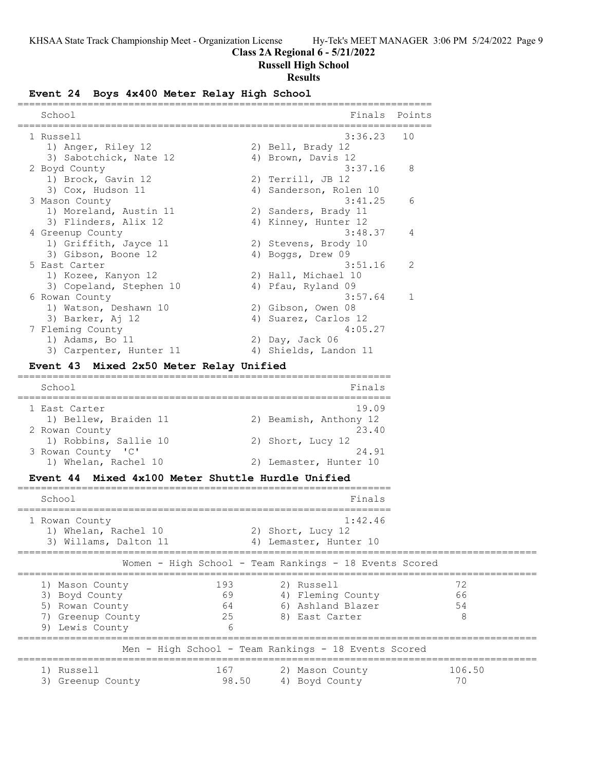# Class 2A Regional 6 - 5/21/2022

## Russell High School

## Results

### Event 24 Boys 4x400 Meter Relay High School

| School | | Finals | Points |
|---|---|---|---|
| 1 Russell | | 3:36.23 | 10 |
| 1) Anger, Riley 12 | 2) Bell, Brady 12 | | |
| 3) Sabotchick, Nate 12 | 4) Brown, Davis 12 | | |
| 2 Boyd County | | 3:37.16 | 8 |
| 1) Brock, Gavin 12 | 2) Terrill, JB 12 | | |
| 3) Cox, Hudson 11 | 4) Sanderson, Rolen 10 | | |
| 3 Mason County | | 3:41.25 | 6 |
| 1) Moreland, Austin 11 | 2) Sanders, Brady 11 | | |
| 3) Flinders, Alix 12 | 4) Kinney, Hunter 12 | | |
| 4 Greenup County | | 3:48.37 | 4 |
| 1) Griffith, Jayce 11 | 2) Stevens, Brody 10 | | |
| 3) Gibson, Boone 12 | 4) Boggs, Drew 09 | | |
| 5 East Carter | | 3:51.16 | 2 |
| 1) Kozee, Kanyon 12 | 2) Hall, Michael 10 | | |
| 3) Copeland, Stephen 10 | 4) Pfau, Ryland 09 | | |
| 6 Rowan County | | 3:57.64 | 1 |
| 1) Watson, Deshawn 10 | 2) Gibson, Owen 08 | | |
| 3) Barker, Aj 12 | 4) Suarez, Carlos 12 | | |
| 7 Fleming County | | 4:05.27 | |
| 1) Adams, Bo 11 | 2) Day, Jack 06 | | |
| 3) Carpenter, Hunter 11 | 4) Shields, Landon 11 | | |

### Event 43 Mixed 2x50 Meter Relay Unified

| School | | Finals |
|---|---|---|
| 1 East Carter | | 19.09 |
| 1) Bellew, Braiden 11 | 2) Beamish, Anthony 12 | |
| 2 Rowan County | | 23.40 |
| 1) Robbins, Sallie 10 | 2) Short, Lucy 12 | |
| 3 Rowan County 'C' | | 24.91 |
| 1) Whelan, Rachel 10 | 2) Lemaster, Hunter 10 | |

### Event 44 Mixed 4x100 Meter Shuttle Hurdle Unified

| School | | Finals |
|---|---|---|
| 1 Rowan County | | 1:42.46 |
| 1) Whelan, Rachel 10 | 2) Short, Lucy 12 | |
| 3) Willams, Dalton 11 | 4) Lemaster, Hunter 10 | |

### Women - High School - Team Rankings - 18 Events Scored

| Team | Points | Team | Points |
|---|---|---|---|
| 1) Mason County | 193 | 2) Russell | 72 |
| 3) Boyd County | 69 | 4) Fleming County | 66 |
| 5) Rowan County | 64 | 6) Ashland Blazer | 54 |
| 7) Greenup County | 25 | 8) East Carter | 8 |
| 9) Lewis County | 6 | | |

### Men - High School - Team Rankings - 18 Events Scored

| Team | Points | Team | Points |
|---|---|---|---|
| 1) Russell | 167 | 2) Mason County | 106.50 |
| 3) Greenup County | 98.50 | 4) Boyd County | 70 |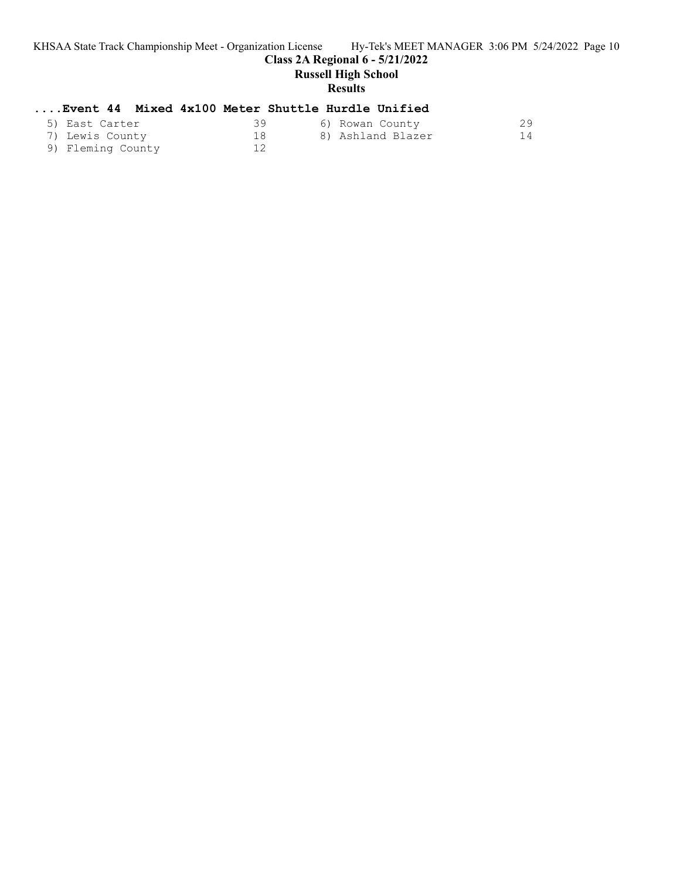### ....Event 44 Mixed 4x100 Meter Shuttle Hurdle Unified

| | | | |
|---|---|---|---|
| 5) East Carter | 39 | 6) Rowan County | 29 |
| 7) Lewis County | 18 | 8) Ashland Blazer | 14 |
| 9) Fleming County | 12 | | |